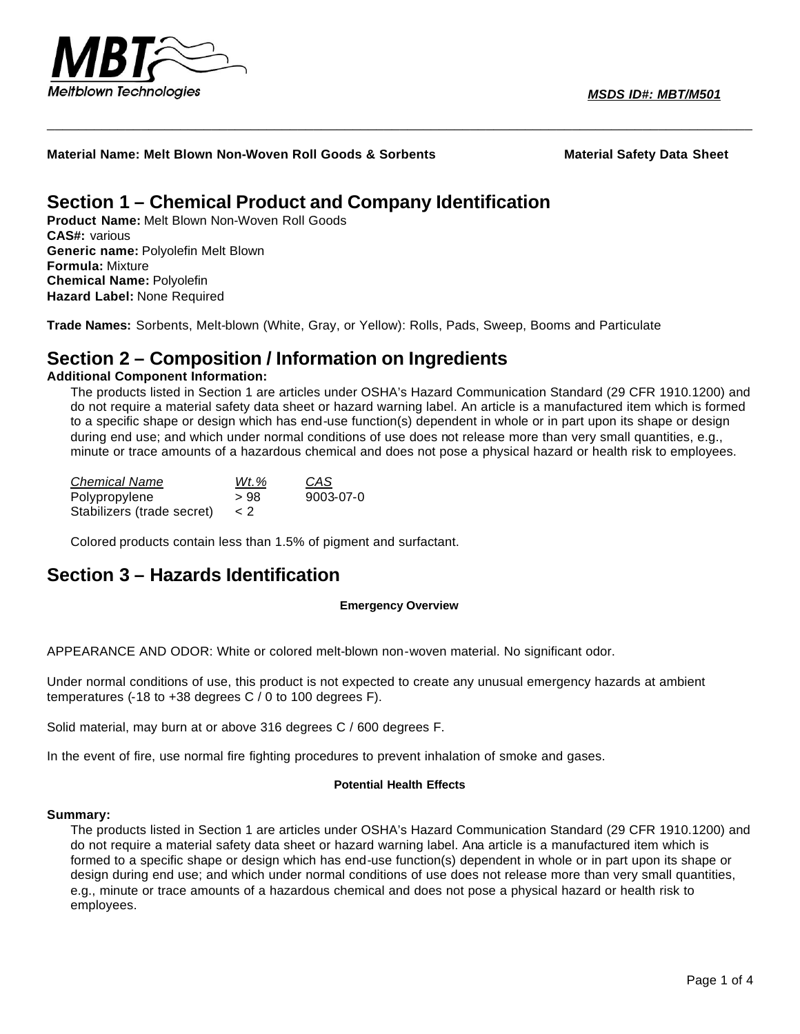MBT Meltblown Technologies

*MSDS ID#: MBT/M501*

**Material Name: Melt Blown Non-Woven Roll Goods & Sorbents** **Material Safety Data Sheet**

## Section 1 – Chemical Product and Company Identification

**Product Name:** Melt Blown Non-Woven Roll Goods
**CAS#:** various
**Generic name:** Polyolefin Melt Blown
**Formula:** Mixture
**Chemical Name:** Polyolefin
**Hazard Label:** None Required

**Trade Names:** Sorbents, Melt-blown (White, Gray, or Yellow): Rolls, Pads, Sweep, Booms and Particulate

## Section 2 – Composition / Information on Ingredients

**Additional Component Information:**

The products listed in Section 1 are articles under OSHA's Hazard Communication Standard (29 CFR 1910.1200) and do not require a material safety data sheet or hazard warning label. An article is a manufactured item which is formed to a specific shape or design which has end-use function(s) dependent in whole or in part upon its shape or design during end use; and which under normal conditions of use does not release more than very small quantities, e.g., minute or trace amounts of a hazardous chemical and does not pose a physical hazard or health risk to employees.

| *Chemical Name* | *Wt.%* | *CAS* |
|---|---|---|
| Polypropylene | > 98 | 9003-07-0 |
| Stabilizers (trade secret) | < 2 | |

Colored products contain less than 1.5% of pigment and surfactant.

## Section 3 – Hazards Identification

**Emergency Overview**

APPEARANCE AND ODOR: White or colored melt-blown non-woven material. No significant odor.

Under normal conditions of use, this product is not expected to create any unusual emergency hazards at ambient temperatures (-18 to +38 degrees C / 0 to 100 degrees F).

Solid material, may burn at or above 316 degrees C / 600 degrees F.

In the event of fire, use normal fire fighting procedures to prevent inhalation of smoke and gases.

**Potential Health Effects**

**Summary:**

The products listed in Section 1 are articles under OSHA's Hazard Communication Standard (29 CFR 1910.1200) and do not require a material safety data sheet or hazard warning label. Ana article is a manufactured item which is formed to a specific shape or design which has end-use function(s) dependent in whole or in part upon its shape or design during end use; and which under normal conditions of use does not release more than very small quantities, e.g., minute or trace amounts of a hazardous chemical and does not pose a physical hazard or health risk to employees.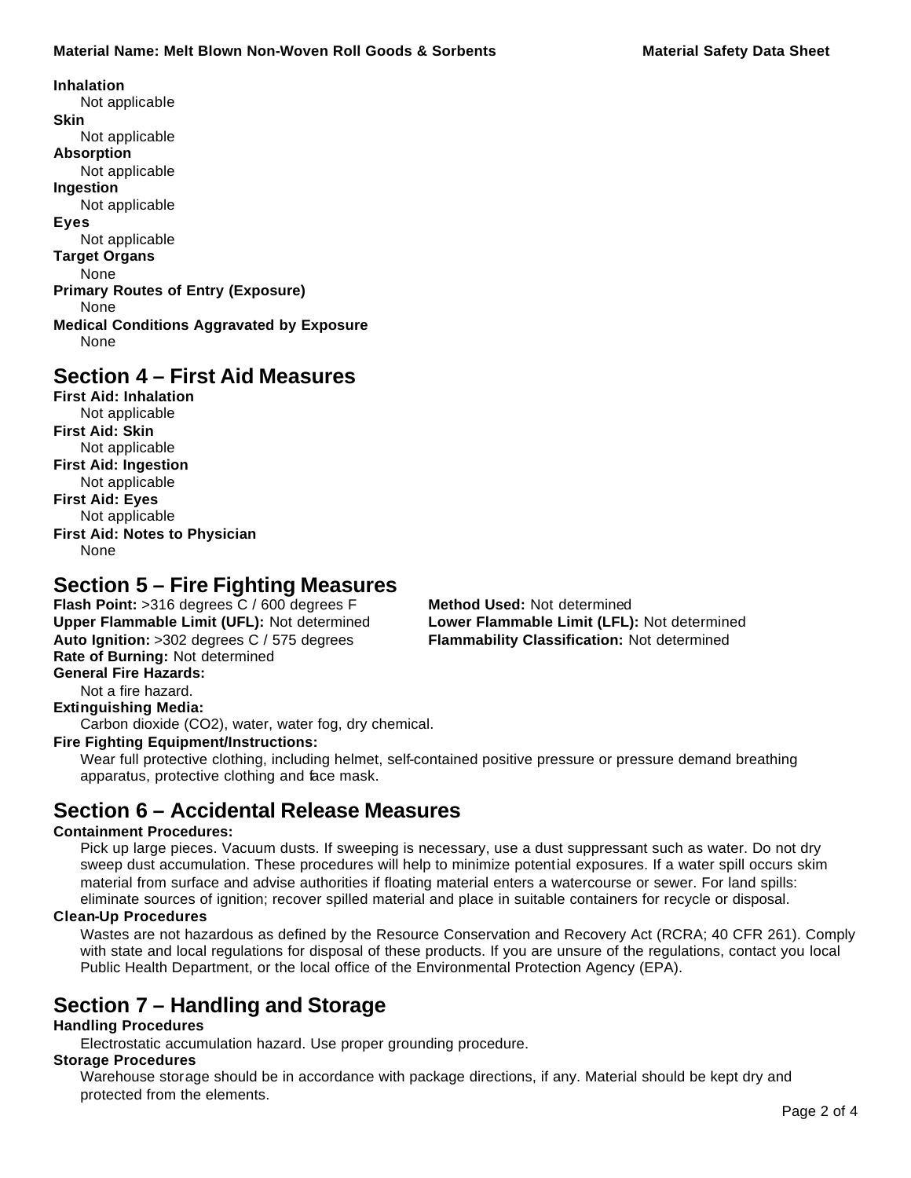**Inhalation**

Not applicable

**Skin**

Not applicable

**Absorption**

Not applicable

**Ingestion**

Not applicable

**Eyes**

Not applicable

**Target Organs**

None

**Primary Routes of Entry (Exposure)**

None

**Medical Conditions Aggravated by Exposure**

None

## Section 4 – First Aid Measures

**First Aid: Inhalation**

Not applicable

**First Aid: Skin**

Not applicable

**First Aid: Ingestion**

Not applicable

**First Aid: Eyes**

Not applicable

**First Aid: Notes to Physician**

None

## Section 5 – Fire Fighting Measures

**Flash Point:** >316 degrees C / 600 degrees F

**Method Used:** Not determined

**Upper Flammable Limit (UFL):** Not determined

**Lower Flammable Limit (LFL):** Not determined

**Auto Ignition:** >302 degrees C / 575 degrees

**Flammability Classification:** Not determined

**Rate of Burning:** Not determined

**General Fire Hazards:**

Not a fire hazard.

**Extinguishing Media:**

Carbon dioxide ($CO_2$), water, water fog, dry chemical.

**Fire Fighting Equipment/Instructions:**

Wear full protective clothing, including helmet, self-contained positive pressure or pressure demand breathing apparatus, protective clothing and face mask.

## Section 6 – Accidental Release Measures

**Containment Procedures:**

Pick up large pieces. Vacuum dusts. If sweeping is necessary, use a dust suppressant such as water. Do not dry sweep dust accumulation. These procedures will help to minimize potential exposures. If a water spill occurs skim material from surface and advise authorities if floating material enters a watercourse or sewer. For land spills: eliminate sources of ignition; recover spilled material and place in suitable containers for recycle or disposal.

**Clean-Up Procedures**

Wastes are not hazardous as defined by the Resource Conservation and Recovery Act (RCRA; 40 CFR 261). Comply with state and local regulations for disposal of these products. If you are unsure of the regulations, contact you local Public Health Department, or the local office of the Environmental Protection Agency (EPA).

## Section 7 – Handling and Storage

**Handling Procedures**

Electrostatic accumulation hazard. Use proper grounding procedure.

**Storage Procedures**

Warehouse storage should be in accordance with package directions, if any. Material should be kept dry and protected from the elements.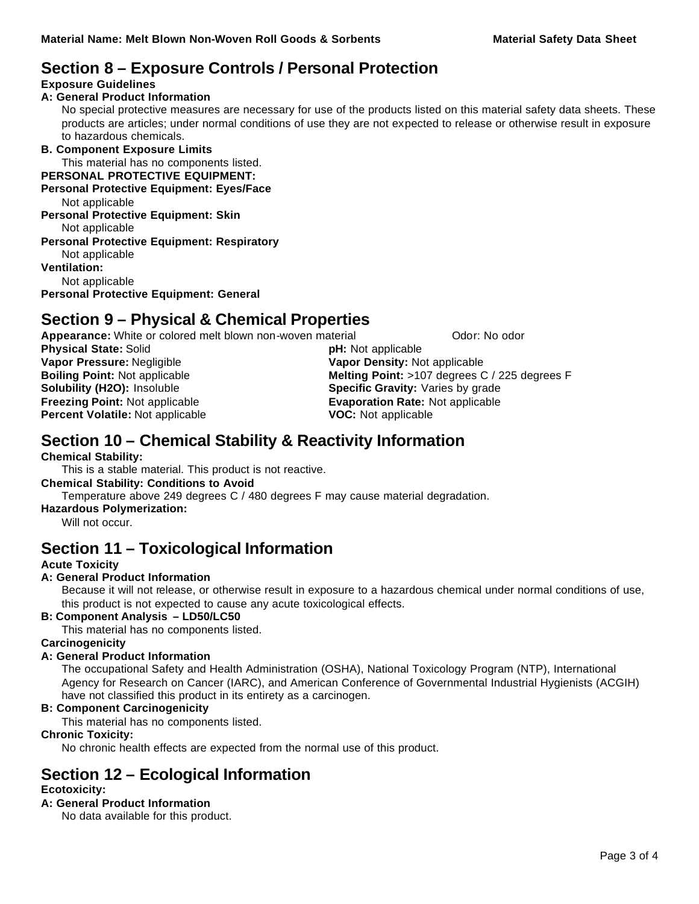## Section 8 – Exposure Controls / Personal Protection

**Exposure Guidelines**

**A: General Product Information**

No special protective measures are necessary for use of the products listed on this material safety data sheets. These products are articles; under normal conditions of use they are not expected to release or otherwise result in exposure to hazardous chemicals.

**B. Component Exposure Limits**

This material has no components listed.

**PERSONAL PROTECTIVE EQUIPMENT:**

**Personal Protective Equipment: Eyes/Face**

Not applicable

**Personal Protective Equipment: Skin**

Not applicable

**Personal Protective Equipment: Respiratory**

Not applicable

**Ventilation:**

Not applicable

**Personal Protective Equipment: General**

## Section 9 – Physical & Chemical Properties

**Appearance:** White or colored melt blown non-woven material

Odor: No odor

**Physical State:** Solid

**pH:** Not applicable

**Vapor Pressure:** Negligible

**Vapor Density:** Not applicable

**Boiling Point:** Not applicable

**Melting Point:** >107 degrees C / 225 degrees F

**Solubility (H2O):** Insoluble

**Specific Gravity:** Varies by grade

**Freezing Point:** Not applicable

**Evaporation Rate:** Not applicable

**Percent Volatile:** Not applicable

**VOC:** Not applicable

## Section 10 – Chemical Stability & Reactivity Information

**Chemical Stability:**

This is a stable material. This product is not reactive.

**Chemical Stability: Conditions to Avoid**

Temperature above 249 degrees C / 480 degrees F may cause material degradation.

**Hazardous Polymerization:**

Will not occur.

## Section 11 – Toxicological Information

**Acute Toxicity**

**A: General Product Information**

Because it will not release, or otherwise result in exposure to a hazardous chemical under normal conditions of use, this product is not expected to cause any acute toxicological effects.

**B: Component Analysis – LD50/LC50**

This material has no components listed.

**Carcinogenicity**

**A: General Product Information**

The occupational Safety and Health Administration (OSHA), National Toxicology Program (NTP), International Agency for Research on Cancer (IARC), and American Conference of Governmental Industrial Hygienists (ACGIH) have not classified this product in its entirety as a carcinogen.

**B: Component Carcinogenicity**

This material has no components listed.

**Chronic Toxicity:**

No chronic health effects are expected from the normal use of this product.

## Section 12 – Ecological Information

**Ecotoxicity:**

**A: General Product Information**

No data available for this product.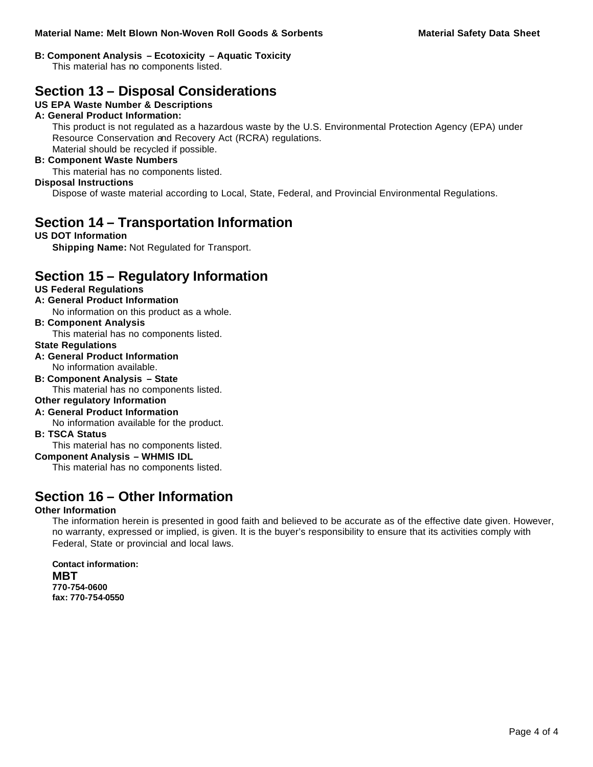**B: Component Analysis – Ecotoxicity – Aquatic Toxicity**

This material has no components listed.

## Section 13 – Disposal Considerations

**US EPA Waste Number & Descriptions**

**A: General Product Information:**

This product is not regulated as a hazardous waste by the U.S. Environmental Protection Agency (EPA) under Resource Conservation and Recovery Act (RCRA) regulations.
Material should be recycled if possible.

**B: Component Waste Numbers**

This material has no components listed.

**Disposal Instructions**

Dispose of waste material according to Local, State, Federal, and Provincial Environmental Regulations.

## Section 14 – Transportation Information

**US DOT Information**

**Shipping Name:** Not Regulated for Transport.

## Section 15 – Regulatory Information

**US Federal Regulations**

**A: General Product Information**

No information on this product as a whole.

**B: Component Analysis**

This material has no components listed.

**State Regulations**

**A: General Product Information**

No information available.

**B: Component Analysis – State**

This material has no components listed.

**Other regulatory Information**

**A: General Product Information**

No information available for the product.

**B: TSCA Status**

This material has no components listed.

**Component Analysis – WHMIS IDL**

This material has no components listed.

## Section 16 – Other Information

**Other Information**

The information herein is presented in good faith and believed to be accurate as of the effective date given. However, no warranty, expressed or implied, is given. It is the buyer's responsibility to ensure that its activities comply with Federal, State or provincial and local laws.

**Contact information:**
**MBT**
**770-754-0600**
**fax: 770-754-0550**